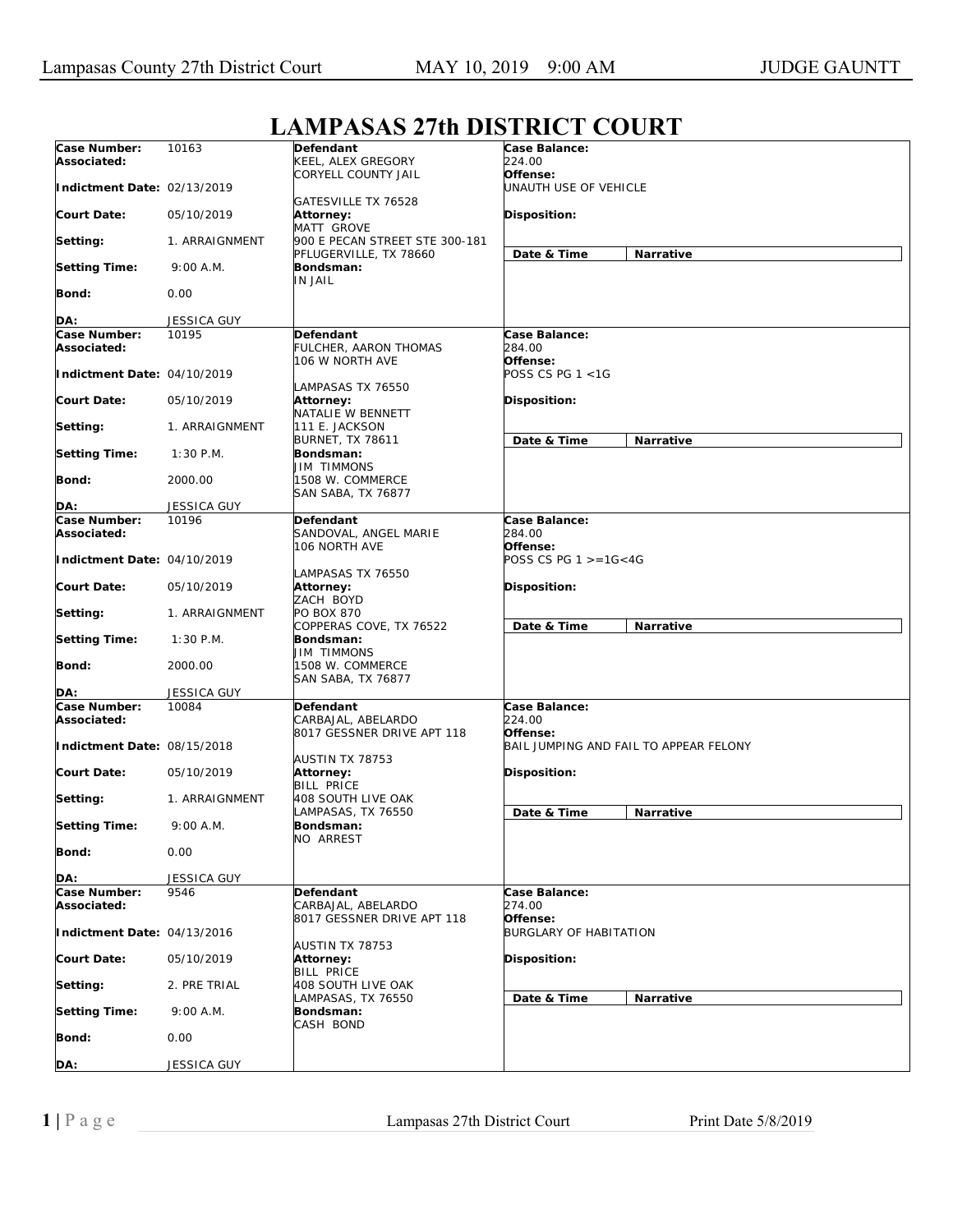# LAMPASAS 27th DISTRICT COURT

| | | Defendant | Case Balance / Offense / Disposition |
|---|---|---|---|
| **Case Number:** | 10163 | **Defendant** KEEL, ALEX GREGORY CORYELL COUNTY JAIL GATESVILLE TX 76528 | **Case Balance:** 224.00 |
| **Associated:** | | | **Offense:** UNAUTH USE OF VEHICLE |
| **Indictment Date:** | 02/13/2019 | | |
| **Court Date:** | 05/10/2019 | **Attorney:** MATT GROVE 900 E PECAN STREET STE 300-181 PFLUGERVILLE, TX 78660 | **Disposition:** |
| **Setting:** | 1. ARRAIGNMENT | | **Date & Time** / **Narrative** |
| **Setting Time:** | 9:00 A.M. | **Bondsman:** IN JAIL | |
| **Bond:** | 0.00 | | |
| **DA:** | JESSICA GUY | | |
| **Case Number:** | 10195 | **Defendant** FULCHER, AARON THOMAS 106 W NORTH AVE LAMPASAS TX 76550 | **Case Balance:** 284.00 |
| **Associated:** | | | **Offense:** POSS CS PG 1 <1G |
| **Indictment Date:** | 04/10/2019 | | |
| **Court Date:** | 05/10/2019 | **Attorney:** NATALIE W BENNETT 111 E. JACKSON BURNET, TX 78611 | **Disposition:** |
| **Setting:** | 1. ARRAIGNMENT | | **Date & Time** / **Narrative** |
| **Setting Time:** | 1:30 P.M. | **Bondsman:** JIM TIMMONS 1508 W. COMMERCE SAN SABA, TX 76877 | |
| **Bond:** | 2000.00 | | |
| **DA:** | JESSICA GUY | | |
| **Case Number:** | 10196 | **Defendant** SANDOVAL, ANGEL MARIE 106 NORTH AVE LAMPASAS TX 76550 | **Case Balance:** 284.00 |
| **Associated:** | | | **Offense:** POSS CS PG 1 >=1G<4G |
| **Indictment Date:** | 04/10/2019 | | |
| **Court Date:** | 05/10/2019 | **Attorney:** ZACH BOYD PO BOX 870 COPPERAS COVE, TX 76522 | **Disposition:** |
| **Setting:** | 1. ARRAIGNMENT | | **Date & Time** / **Narrative** |
| **Setting Time:** | 1:30 P.M. | **Bondsman:** JIM TIMMONS 1508 W. COMMERCE SAN SABA, TX 76877 | |
| **Bond:** | 2000.00 | | |
| **DA:** | JESSICA GUY | | |
| **Case Number:** | 10084 | **Defendant** CARBAJAL, ABELARDO 8017 GESSNER DRIVE APT 118 AUSTIN TX 78753 | **Case Balance:** 224.00 |
| **Associated:** | | | **Offense:** BAIL JUMPING AND FAIL TO APPEAR FELONY |
| **Indictment Date:** | 08/15/2018 | | |
| **Court Date:** | 05/10/2019 | **Attorney:** BILL PRICE 408 SOUTH LIVE OAK LAMPASAS, TX 76550 | **Disposition:** |
| **Setting:** | 1. ARRAIGNMENT | | **Date & Time** / **Narrative** |
| **Setting Time:** | 9:00 A.M. | **Bondsman:** NO ARREST | |
| **Bond:** | 0.00 | | |
| **DA:** | JESSICA GUY | | |
| **Case Number:** | 9546 | **Defendant** CARBAJAL, ABELARDO 8017 GESSNER DRIVE APT 118 AUSTIN TX 78753 | **Case Balance:** 274.00 |
| **Associated:** | | | **Offense:** BURGLARY OF HABITATION |
| **Indictment Date:** | 04/13/2016 | | |
| **Court Date:** | 05/10/2019 | **Attorney:** BILL PRICE 408 SOUTH LIVE OAK LAMPASAS, TX 76550 | **Disposition:** |
| **Setting:** | 2. PRE TRIAL | | **Date & Time** / **Narrative** |
| **Setting Time:** | 9:00 A.M. | **Bondsman:** CASH BOND | |
| **Bond:** | 0.00 | | |
| **DA:** | JESSICA GUY | | |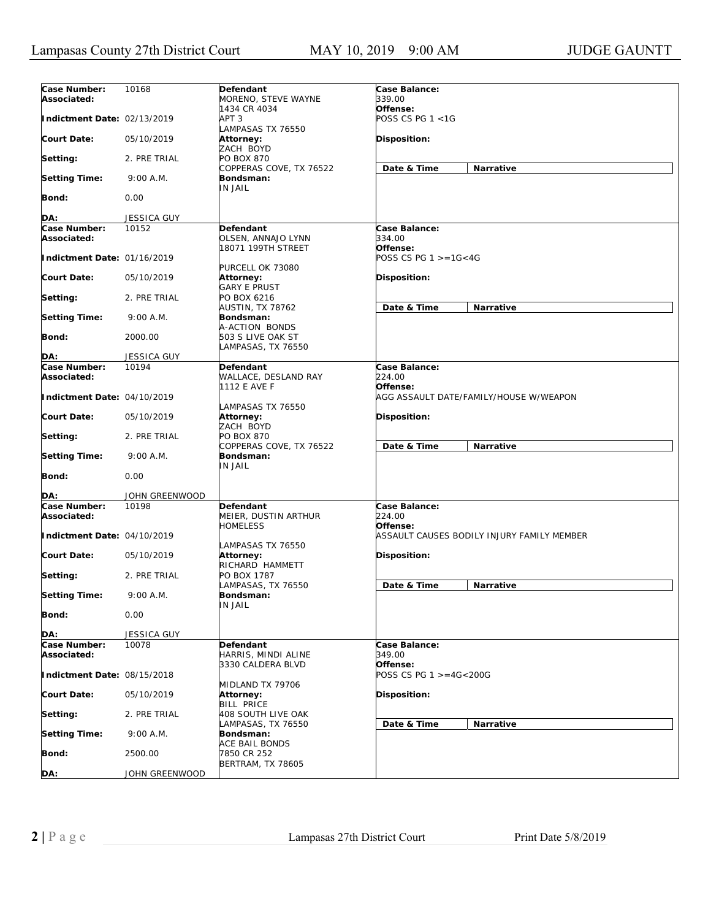| Case Number: | 10168 | Defendant | Case Balance: |
|---|---|---|---|
| Associated: | | MORENO, STEVE WAYNE<br>1434 CR 4034<br>APT 3<br>LAMPASAS TX 76550 | 339.00 |
| Indictment Date: | 02/13/2019 | | Offense:<br>POSS CS PG 1 <1G |
| Court Date: | 05/10/2019 | Attorney:<br>ZACH BOYD<br>PO BOX 870<br>COPPERAS COVE, TX 76522 | Disposition: |
| Setting: | 2. PRE TRIAL | | Date & Time / Narrative |
| Setting Time: | 9:00 A.M. | Bondsman:<br>IN JAIL | |
| Bond: | 0.00 | | |
| DA: | JESSICA GUY | | |

| Case Number: | 10152 | Defendant | Case Balance: |
|---|---|---|---|
| Associated: | | OLSEN, ANNAJO LYNN<br>18071 199TH STREET<br>PURCELL OK 73080 | 334.00 |
| Indictment Date: | 01/16/2019 | | Offense:<br>POSS CS PG 1 >=1G<4G |
| Court Date: | 05/10/2019 | Attorney:<br>GARY E PRUST<br>PO BOX 6216<br>AUSTIN, TX 78762 | Disposition: |
| Setting: | 2. PRE TRIAL | | Date & Time / Narrative |
| Setting Time: | 9:00 A.M. | Bondsman:<br>A-ACTION BONDS<br>503 S LIVE OAK ST<br>LAMPASAS, TX 76550 | |
| Bond: | 2000.00 | | |
| DA: | JESSICA GUY | | |

| Case Number: | 10194 | Defendant | Case Balance: |
|---|---|---|---|
| Associated: | | WALLACE, DESLAND RAY<br>1112 E AVE F<br>LAMPASAS TX 76550 | 224.00 |
| Indictment Date: | 04/10/2019 | | Offense:<br>AGG ASSAULT DATE/FAMILY/HOUSE W/WEAPON |
| Court Date: | 05/10/2019 | Attorney:<br>ZACH BOYD<br>PO BOX 870<br>COPPERAS COVE, TX 76522 | Disposition: |
| Setting: | 2. PRE TRIAL | | Date & Time / Narrative |
| Setting Time: | 9:00 A.M. | Bondsman:<br>IN JAIL | |
| Bond: | 0.00 | | |
| DA: | JOHN GREENWOOD | | |

| Case Number: | 10198 | Defendant | Case Balance: |
|---|---|---|---|
| Associated: | | MEIER, DUSTIN ARTHUR<br>HOMELESS<br>LAMPASAS TX 76550 | 224.00 |
| Indictment Date: | 04/10/2019 | | Offense:<br>ASSAULT CAUSES BODILY INJURY FAMILY MEMBER |
| Court Date: | 05/10/2019 | Attorney:<br>RICHARD HAMMETT<br>PO BOX 1787<br>LAMPASAS, TX 76550 | Disposition: |
| Setting: | 2. PRE TRIAL | | Date & Time / Narrative |
| Setting Time: | 9:00 A.M. | Bondsman:<br>IN JAIL | |
| Bond: | 0.00 | | |
| DA: | JESSICA GUY | | |

| Case Number: | 10078 | Defendant | Case Balance: |
|---|---|---|---|
| Associated: | | HARRIS, MINDI ALINE<br>3330 CALDERA BLVD<br>MIDLAND TX 79706 | 349.00 |
| Indictment Date: | 08/15/2018 | | Offense:<br>POSS CS PG 1 >=4G<200G |
| Court Date: | 05/10/2019 | Attorney:<br>BILL PRICE<br>408 SOUTH LIVE OAK<br>LAMPASAS, TX 76550 | Disposition: |
| Setting: | 2. PRE TRIAL | | Date & Time / Narrative |
| Setting Time: | 9:00 A.M. | Bondsman:<br>ACE BAIL BONDS<br>7850 CR 252<br>BERTRAM, TX 78605 | |
| Bond: | 2500.00 | | |
| DA: | JOHN GREENWOOD | | |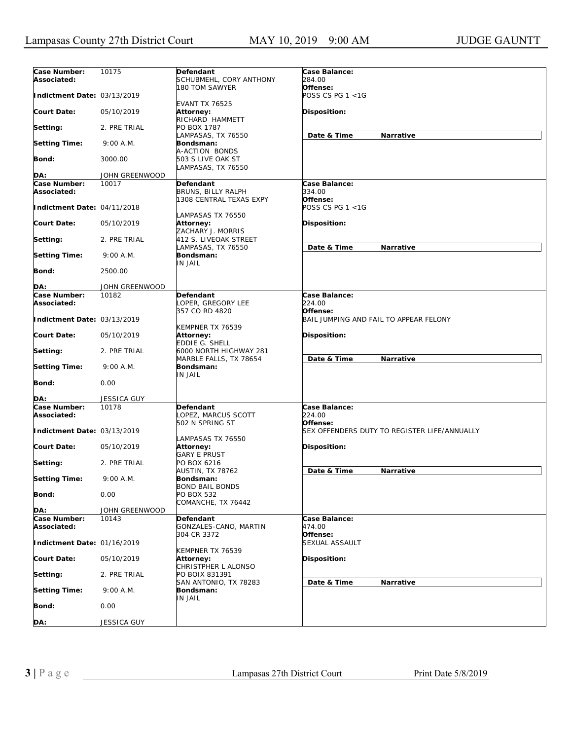| Case Number: | 10175 | Defendant | Case Balance: |
|---|---|---|---|
| Associated: | | SCHUBMEHL, CORY ANTHONY<br>180 TOM SAWYER<br>EVANT TX 76525 | 284.00 |
| Indictment Date: | 03/13/2019 | | Offense:<br>POSS CS PG 1 <1G |
| Court Date: | 05/10/2019 | Attorney:<br>RICHARD HAMMETT<br>PO BOX 1787<br>LAMPASAS, TX 76550 | Disposition: |
| Setting: | 2. PRE TRIAL | | Date & Time / Narrative |
| Setting Time: | 9:00 A.M. | Bondsman:<br>A-ACTION BONDS<br>503 S LIVE OAK ST<br>LAMPASAS, TX 76550 | |
| Bond: | 3000.00 | | |
| DA: | JOHN GREENWOOD | | |

| Case Number: | 10017 | Defendant | Case Balance: |
|---|---|---|---|
| Associated: | | BRUNS, BILLY RALPH<br>1308 CENTRAL TEXAS EXPY<br>LAMPASAS TX 76550 | 334.00 |
| Indictment Date: | 04/11/2018 | | Offense:<br>POSS CS PG 1 <1G |
| Court Date: | 05/10/2019 | Attorney:<br>ZACHARY J. MORRIS<br>412 S. LIVEOAK STREET<br>LAMPASAS, TX 76550 | Disposition: |
| Setting: | 2. PRE TRIAL | | Date & Time / Narrative |
| Setting Time: | 9:00 A.M. | Bondsman:<br>IN JAIL | |
| Bond: | 2500.00 | | |
| DA: | JOHN GREENWOOD | | |

| Case Number: | 10182 | Defendant | Case Balance: |
|---|---|---|---|
| Associated: | | LOPER, GREGORY LEE<br>357 CO RD 4820<br>KEMPNER TX 76539 | 224.00 |
| Indictment Date: | 03/13/2019 | | Offense:<br>BAIL JUMPING AND FAIL TO APPEAR FELONY |
| Court Date: | 05/10/2019 | Attorney:<br>EDDIE G. SHELL<br>6000 NORTH HIGHWAY 281<br>MARBLE FALLS, TX 78654 | Disposition: |
| Setting: | 2. PRE TRIAL | | Date & Time / Narrative |
| Setting Time: | 9:00 A.M. | Bondsman:<br>IN JAIL | |
| Bond: | 0.00 | | |
| DA: | JESSICA GUY | | |

| Case Number: | 10178 | Defendant | Case Balance: |
|---|---|---|---|
| Associated: | | LOPEZ, MARCUS SCOTT<br>502 N SPRING ST<br>LAMPASAS TX 76550 | 224.00 |
| Indictment Date: | 03/13/2019 | | Offense:<br>SEX OFFENDERS DUTY TO REGISTER LIFE/ANNUALLY |
| Court Date: | 05/10/2019 | Attorney:<br>GARY E PRUST<br>PO BOX 6216<br>AUSTIN, TX 78762 | Disposition: |
| Setting: | 2. PRE TRIAL | | Date & Time / Narrative |
| Setting Time: | 9:00 A.M. | Bondsman:<br>BOND BAIL BONDS<br>PO BOX 532<br>COMANCHE, TX 76442 | |
| Bond: | 0.00 | | |
| DA: | JOHN GREENWOOD | | |

| Case Number: | 10143 | Defendant | Case Balance: |
|---|---|---|---|
| Associated: | | GONZALES-CANO, MARTIN<br>304 CR 3372<br>KEMPNER TX 76539 | 474.00 |
| Indictment Date: | 01/16/2019 | | Offense:<br>SEXUAL ASSAULT |
| Court Date: | 05/10/2019 | Attorney:<br>CHRISTPHER L ALONSO<br>PO BOIX 831391<br>SAN ANTONIO, TX 78283 | Disposition: |
| Setting: | 2. PRE TRIAL | | Date & Time / Narrative |
| Setting Time: | 9:00 A.M. | Bondsman:<br>IN JAIL | |
| Bond: | 0.00 | | |
| DA: | JESSICA GUY | | |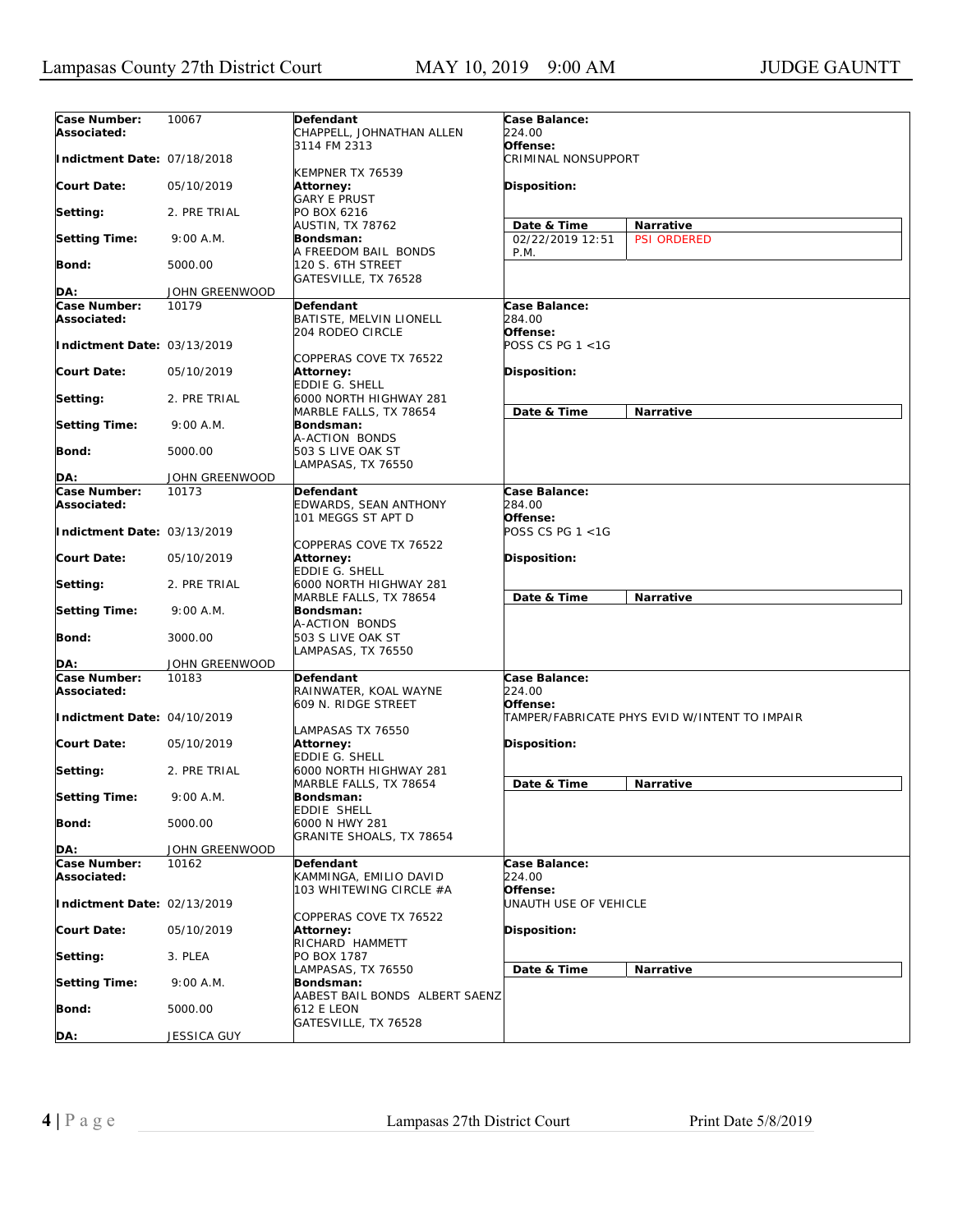| Case Number: | 10067 | Defendant | Case Balance: |
|---|---|---|---|
| Associated: | | CHAPPELL, JOHNATHAN ALLEN<br>3114 FM 2313<br>KEMPNER TX 76539 | 224.00 |
| Indictment Date: | 07/18/2018 | | Offense:<br>CRIMINAL NONSUPPORT |
| Court Date: | 05/10/2019 | Attorney:<br>GARY E PRUST<br>PO BOX 6216<br>AUSTIN, TX 78762 | Disposition: |
| Setting: | 2. PRE TRIAL | | |
| Setting Time: | 9:00 A.M. | Bondsman:<br>A FREEDOM BAIL BONDS<br>120 S. 6TH STREET<br>GATESVILLE, TX 76528 | Date & Time: 02/22/2019 12:51 P.M. — Narrative: PSI ORDERED |
| Bond: | 5000.00 | | |
| DA: | JOHN GREENWOOD | | |

| Case Number: | 10179 | Defendant | Case Balance: |
|---|---|---|---|
| Associated: | | BATISTE, MELVIN LIONELL<br>204 RODEO CIRCLE<br>COPPERAS COVE TX 76522 | 284.00 |
| Indictment Date: | 03/13/2019 | | Offense:<br>POSS CS PG 1 <1G |
| Court Date: | 05/10/2019 | Attorney:<br>EDDIE G. SHELL<br>6000 NORTH HIGHWAY 281<br>MARBLE FALLS, TX 78654 | Disposition: |
| Setting: | 2. PRE TRIAL | | Date & Time / Narrative |
| Setting Time: | 9:00 A.M. | Bondsman:<br>A-ACTION BONDS<br>503 S LIVE OAK ST<br>LAMPASAS, TX 76550 | |
| Bond: | 5000.00 | | |
| DA: | JOHN GREENWOOD | | |

| Case Number: | 10173 | Defendant | Case Balance: |
|---|---|---|---|
| Associated: | | EDWARDS, SEAN ANTHONY<br>101 MEGGS ST APT D<br>COPPERAS COVE TX 76522 | 284.00 |
| Indictment Date: | 03/13/2019 | | Offense:<br>POSS CS PG 1 <1G |
| Court Date: | 05/10/2019 | Attorney:<br>EDDIE G. SHELL<br>6000 NORTH HIGHWAY 281<br>MARBLE FALLS, TX 78654 | Disposition: |
| Setting: | 2. PRE TRIAL | | Date & Time / Narrative |
| Setting Time: | 9:00 A.M. | Bondsman:<br>A-ACTION BONDS<br>503 S LIVE OAK ST<br>LAMPASAS, TX 76550 | |
| Bond: | 3000.00 | | |
| DA: | JOHN GREENWOOD | | |

| Case Number: | 10183 | Defendant | Case Balance: |
|---|---|---|---|
| Associated: | | RAINWATER, KOAL WAYNE<br>609 N. RIDGE STREET<br>LAMPASAS TX 76550 | 224.00 |
| Indictment Date: | 04/10/2019 | | Offense:<br>TAMPER/FABRICATE PHYS EVID W/INTENT TO IMPAIR |
| Court Date: | 05/10/2019 | Attorney:<br>EDDIE G. SHELL<br>6000 NORTH HIGHWAY 281<br>MARBLE FALLS, TX 78654 | Disposition: |
| Setting: | 2. PRE TRIAL | | Date & Time / Narrative |
| Setting Time: | 9:00 A.M. | Bondsman:<br>EDDIE SHELL<br>6000 N HWY 281<br>GRANITE SHOALS, TX 78654 | |
| Bond: | 5000.00 | | |
| DA: | JOHN GREENWOOD | | |

| Case Number: | 10162 | Defendant | Case Balance: |
|---|---|---|---|
| Associated: | | KAMMINGA, EMILIO DAVID<br>103 WHITEWING CIRCLE #A<br>COPPERAS COVE TX 76522 | 224.00 |
| Indictment Date: | 02/13/2019 | | Offense:<br>UNAUTH USE OF VEHICLE |
| Court Date: | 05/10/2019 | Attorney:<br>RICHARD HAMMETT<br>PO BOX 1787<br>LAMPASAS, TX 76550 | Disposition: |
| Setting: | 3. PLEA | | Date & Time / Narrative |
| Setting Time: | 9:00 A.M. | Bondsman:<br>AABEST BAIL BONDS ALBERT SAENZ<br>612 E LEON<br>GATESVILLE, TX 76528 | |
| Bond: | 5000.00 | | |
| DA: | JESSICA GUY | | |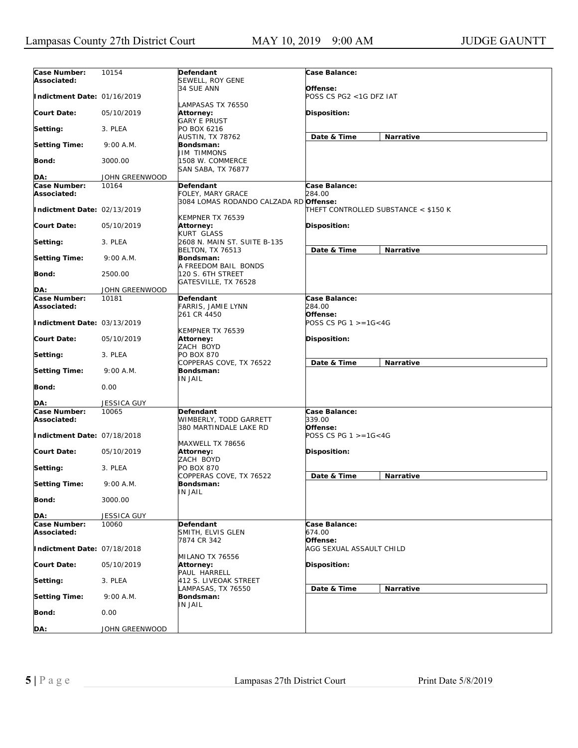| Case Number: | 10154 | Defendant | Case Balance: |
|---|---|---|---|
| Associated: | | SEWELL, ROY GENE<br>34 SUE ANN<br><br>LAMPASAS TX 76550 | |
| Indictment Date: | 01/16/2019 | | Offense:<br>POSS CS PG2 <1G DFZ IAT |
| Court Date: | 05/10/2019 | Attorney:<br>GARY E PRUST<br>PO BOX 6216<br>AUSTIN, TX 78762 | Disposition: |
| Setting: | 3. PLEA | | Date & Time / Narrative |
| Setting Time: | 9:00 A.M. | Bondsman:<br>JIM TIMMONS<br>1508 W. COMMERCE<br>SAN SABA, TX 76877 | |
| Bond: | 3000.00 | | |
| DA: | JOHN GREENWOOD | | |

| Case Number: | 10164 | Defendant | Case Balance: |
|---|---|---|---|
| Associated: | | FOLEY, MARY GRACE<br>3084 LOMAS RODANDO CALZADA RD<br><br>KEMPNER TX 76539 | 284.00 |
| Indictment Date: | 02/13/2019 | | Offense:<br>THEFT CONTROLLED SUBSTANCE < $150 K |
| Court Date: | 05/10/2019 | Attorney:<br>KURT GLASS<br>2608 N. MAIN ST. SUITE B-135<br>BELTON, TX 76513 | Disposition: |
| Setting: | 3. PLEA | | Date & Time / Narrative |
| Setting Time: | 9:00 A.M. | Bondsman:<br>A FREEDOM BAIL BONDS<br>120 S. 6TH STREET<br>GATESVILLE, TX 76528 | |
| Bond: | 2500.00 | | |
| DA: | JOHN GREENWOOD | | |

| Case Number: | 10181 | Defendant | Case Balance: |
|---|---|---|---|
| Associated: | | FARRIS, JAMIE LYNN<br>261 CR 4450<br><br>KEMPNER TX 76539 | 284.00 |
| Indictment Date: | 03/13/2019 | | Offense:<br>POSS CS PG 1 >=1G<4G |
| Court Date: | 05/10/2019 | Attorney:<br>ZACH BOYD<br>PO BOX 870<br>COPPERAS COVE, TX 76522 | Disposition: |
| Setting: | 3. PLEA | | Date & Time / Narrative |
| Setting Time: | 9:00 A.M. | Bondsman:<br>IN JAIL | |
| Bond: | 0.00 | | |
| DA: | JESSICA GUY | | |

| Case Number: | 10065 | Defendant | Case Balance: |
|---|---|---|---|
| Associated: | | WIMBERLY, TODD GARRETT<br>380 MARTINDALE LAKE RD<br><br>MAXWELL TX 78656 | 339.00 |
| Indictment Date: | 07/18/2018 | | Offense:<br>POSS CS PG 1 >=1G<4G |
| Court Date: | 05/10/2019 | Attorney:<br>ZACH BOYD<br>PO BOX 870<br>COPPERAS COVE, TX 76522 | Disposition: |
| Setting: | 3. PLEA | | Date & Time / Narrative |
| Setting Time: | 9:00 A.M. | Bondsman:<br>IN JAIL | |
| Bond: | 3000.00 | | |
| DA: | JESSICA GUY | | |

| Case Number: | 10060 | Defendant | Case Balance: |
|---|---|---|---|
| Associated: | | SMITH, ELVIS GLEN<br>7874 CR 342<br><br>MILANO TX 76556 | 674.00 |
| Indictment Date: | 07/18/2018 | | Offense:<br>AGG SEXUAL ASSAULT CHILD |
| Court Date: | 05/10/2019 | Attorney:<br>PAUL HARRELL<br>412 S. LIVEOAK STREET<br>LAMPASAS, TX 76550 | Disposition: |
| Setting: | 3. PLEA | | Date & Time / Narrative |
| Setting Time: | 9:00 A.M. | Bondsman:<br>IN JAIL | |
| Bond: | 0.00 | | |
| DA: | JOHN GREENWOOD | | |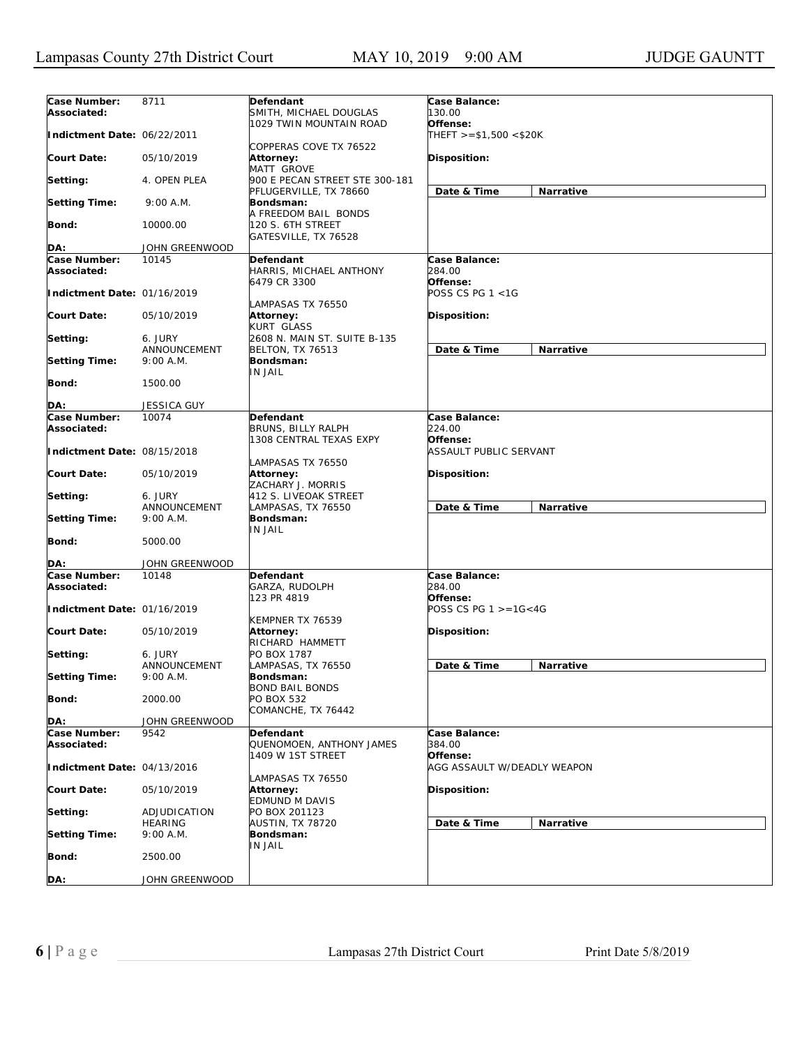| Case Number: | 8711 | Defendant | Case Balance: |
|---|---|---|---|
| Associated: | | SMITH, MICHAEL DOUGLAS<br>1029 TWIN MOUNTAIN ROAD<br>COPPERAS COVE TX 76522 | 130.00 |
| Indictment Date: | 06/22/2011 | | Offense:<br>THEFT >=$1,500 <$20K |
| Court Date: | 05/10/2019 | Attorney:<br>MATT GROVE<br>900 E PECAN STREET STE 300-181<br>PFLUGERVILLE, TX 78660 | Disposition: |
| Setting: | 4. OPEN PLEA | | Date & Time / Narrative |
| Setting Time: | 9:00 A.M. | Bondsman:<br>A FREEDOM BAIL BONDS<br>120 S. 6TH STREET<br>GATESVILLE, TX 76528 | |
| Bond: | 10000.00 | | |
| DA: | JOHN GREENWOOD | | |

| Case Number: | 10145 | Defendant | Case Balance: |
|---|---|---|---|
| Associated: | | HARRIS, MICHAEL ANTHONY<br>6479 CR 3300<br>LAMPASAS TX 76550 | 284.00 |
| Indictment Date: | 01/16/2019 | | Offense:<br>POSS CS PG 1 <1G |
| Court Date: | 05/10/2019 | Attorney:<br>KURT GLASS<br>2608 N. MAIN ST. SUITE B-135<br>BELTON, TX 76513 | Disposition: |
| Setting: | 6. JURY ANNOUNCEMENT | | Date & Time / Narrative |
| Setting Time: | 9:00 A.M. | Bondsman:<br>IN JAIL | |
| Bond: | 1500.00 | | |
| DA: | JESSICA GUY | | |

| Case Number: | 10074 | Defendant | Case Balance: |
|---|---|---|---|
| Associated: | | BRUNS, BILLY RALPH<br>1308 CENTRAL TEXAS EXPY<br>LAMPASAS TX 76550 | 224.00 |
| Indictment Date: | 08/15/2018 | | Offense:<br>ASSAULT PUBLIC SERVANT |
| Court Date: | 05/10/2019 | Attorney:<br>ZACHARY J. MORRIS<br>412 S. LIVEOAK STREET<br>LAMPASAS, TX 76550 | Disposition: |
| Setting: | 6. JURY ANNOUNCEMENT | | Date & Time / Narrative |
| Setting Time: | 9:00 A.M. | Bondsman:<br>IN JAIL | |
| Bond: | 5000.00 | | |
| DA: | JOHN GREENWOOD | | |

| Case Number: | 10148 | Defendant | Case Balance: |
|---|---|---|---|
| Associated: | | GARZA, RUDOLPH<br>123 PR 4819<br>KEMPNER TX 76539 | 284.00 |
| Indictment Date: | 01/16/2019 | | Offense:<br>POSS CS PG 1 >=1G<4G |
| Court Date: | 05/10/2019 | Attorney:<br>RICHARD HAMMETT<br>PO BOX 1787<br>LAMPASAS, TX 76550 | Disposition: |
| Setting: | 6. JURY ANNOUNCEMENT | | Date & Time / Narrative |
| Setting Time: | 9:00 A.M. | Bondsman:<br>BOND BAIL BONDS<br>PO BOX 532<br>COMANCHE, TX 76442 | |
| Bond: | 2000.00 | | |
| DA: | JOHN GREENWOOD | | |

| Case Number: | 9542 | Defendant | Case Balance: |
|---|---|---|---|
| Associated: | | QUENOMOEN, ANTHONY JAMES<br>1409 W 1ST STREET<br>LAMPASAS TX 76550 | 384.00 |
| Indictment Date: | 04/13/2016 | | Offense:<br>AGG ASSAULT W/DEADLY WEAPON |
| Court Date: | 05/10/2019 | Attorney:<br>EDMUND M DAVIS<br>PO BOX 201123<br>AUSTIN, TX 78720 | Disposition: |
| Setting: | ADJUDICATION HEARING | | Date & Time / Narrative |
| Setting Time: | 9:00 A.M. | Bondsman:<br>IN JAIL | |
| Bond: | 2500.00 | | |
| DA: | JOHN GREENWOOD | | |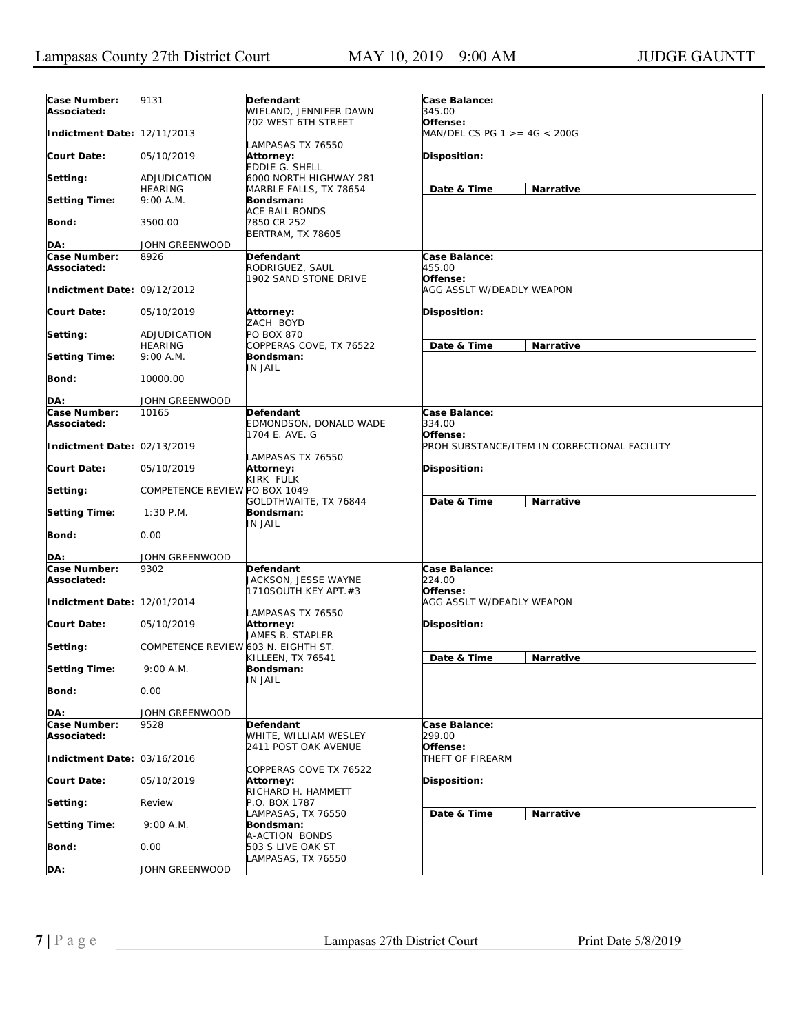| Case Number: | 9131 | Defendant | Case Balance: |
|---|---|---|---|
| Associated: | | WIELAND, JENNIFER DAWN<br>702 WEST 6TH STREET | 345.00 |
| Indictment Date: | 12/11/2013 | LAMPASAS TX 76550 | Offense:<br>MAN/DEL CS PG 1 >= 4G < 200G |
| Court Date: | 05/10/2019 | Attorney:<br>EDDIE G. SHELL | Disposition: |
| Setting: | ADJUDICATION HEARING | 6000 NORTH HIGHWAY 281<br>MARBLE FALLS, TX 78654 | Date & Time / Narrative |
| Setting Time: | 9:00 A.M. | Bondsman:<br>ACE BAIL BONDS | |
| Bond: | 3500.00 | 7850 CR 252<br>BERTRAM, TX 78605 | |
| DA: | JOHN GREENWOOD | | |

| Case Number: | 8926 | Defendant | Case Balance: |
|---|---|---|---|
| Associated: | | RODRIGUEZ, SAUL<br>1902 SAND STONE DRIVE | 455.00 |
| Indictment Date: | 09/12/2012 | | Offense:<br>AGG ASSLT W/DEADLY WEAPON |
| Court Date: | 05/10/2019 | Attorney:<br>ZACH BOYD | Disposition: |
| Setting: | ADJUDICATION HEARING | PO BOX 870<br>COPPERAS COVE, TX 76522 | Date & Time / Narrative |
| Setting Time: | 9:00 A.M. | Bondsman:<br>IN JAIL | |
| Bond: | 10000.00 | | |
| DA: | JOHN GREENWOOD | | |

| Case Number: | 10165 | Defendant | Case Balance: |
|---|---|---|---|
| Associated: | | EDMONDSON, DONALD WADE<br>1704 E. AVE. G | 334.00 |
| Indictment Date: | 02/13/2019 | LAMPASAS TX 76550 | Offense:<br>PROH SUBSTANCE/ITEM IN CORRECTIONAL FACILITY |
| Court Date: | 05/10/2019 | Attorney:<br>KIRK FULK | Disposition: |
| Setting: | COMPETENCE REVIEW | PO BOX 1049<br>GOLDTHWAITE, TX 76844 | Date & Time / Narrative |
| Setting Time: | 1:30 P.M. | Bondsman:<br>IN JAIL | |
| Bond: | 0.00 | | |
| DA: | JOHN GREENWOOD | | |

| Case Number: | 9302 | Defendant | Case Balance: |
|---|---|---|---|
| Associated: | | JACKSON, JESSE WAYNE<br>1710SOUTH KEY APT.#3 | 224.00 |
| Indictment Date: | 12/01/2014 | LAMPASAS TX 76550 | Offense:<br>AGG ASSLT W/DEADLY WEAPON |
| Court Date: | 05/10/2019 | Attorney:<br>JAMES B. STAPLER | Disposition: |
| Setting: | COMPETENCE REVIEW | 603 N. EIGHTH ST.<br>KILLEEN, TX 76541 | Date & Time / Narrative |
| Setting Time: | 9:00 A.M. | Bondsman:<br>IN JAIL | |
| Bond: | 0.00 | | |
| DA: | JOHN GREENWOOD | | |

| Case Number: | 9528 | Defendant | Case Balance: |
|---|---|---|---|
| Associated: | | WHITE, WILLIAM WESLEY<br>2411 POST OAK AVENUE | 299.00 |
| Indictment Date: | 03/16/2016 | COPPERAS COVE TX 76522 | Offense:<br>THEFT OF FIREARM |
| Court Date: | 05/10/2019 | Attorney:<br>RICHARD H. HAMMETT | Disposition: |
| Setting: | Review | P.O. BOX 1787<br>LAMPASAS, TX 76550 | Date & Time / Narrative |
| Setting Time: | 9:00 A.M. | Bondsman:<br>A-ACTION BONDS | |
| Bond: | 0.00 | 503 S LIVE OAK ST<br>LAMPASAS, TX 76550 | |
| DA: | JOHN GREENWOOD | | |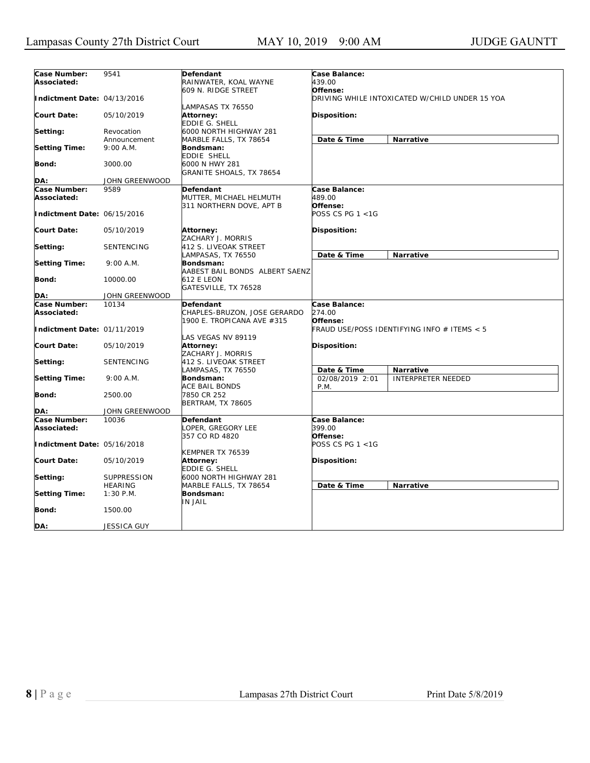| | | | |
|---|---|---|---|
| **Case Number:** 9541<br>**Associated:**<br>**Indictment Date:** 04/13/2016<br>**Court Date:** 05/10/2019<br>**Setting:** Revocation Announcement<br>**Setting Time:** 9:00 A.M.<br>**Bond:** 3000.00<br>**DA:** JOHN GREENWOOD | **Defendant**<br>RAINWATER, KOAL WAYNE<br>609 N. RIDGE STREET<br>LAMPASAS TX 76550<br>**Attorney:**<br>EDDIE G. SHELL<br>6000 NORTH HIGHWAY 281<br>MARBLE FALLS, TX 78654<br>**Bondsman:**<br>EDDIE SHELL<br>6000 N HWY 281<br>GRANITE SHOALS, TX 78654 | **Case Balance:**<br>439.00<br>**Offense:**<br>DRIVING WHILE INTOXICATED W/CHILD UNDER 15 YOA<br>**Disposition:**<br>**Date & Time** | **Narrative** |
| **Case Number:** 9589<br>**Associated:**<br>**Indictment Date:** 06/15/2016<br>**Court Date:** 05/10/2019<br>**Setting:** SENTENCING<br>**Setting Time:** 9:00 A.M.<br>**Bond:** 10000.00<br>**DA:** JOHN GREENWOOD | **Defendant**<br>MUTTER, MICHAEL HELMUTH<br>311 NORTHERN DOVE, APT B<br>**Attorney:**<br>ZACHARY J. MORRIS<br>412 S. LIVEOAK STREET<br>LAMPASAS, TX 76550<br>**Bondsman:**<br>AABEST BAIL BONDS ALBERT SAENZ<br>612 E LEON<br>GATESVILLE, TX 76528 | **Case Balance:**<br>489.00<br>**Offense:**<br>POSS CS PG 1 <1G<br>**Disposition:**<br>**Date & Time** | **Narrative** |
| **Case Number:** 10134<br>**Associated:**<br>**Indictment Date:** 01/11/2019<br>**Court Date:** 05/10/2019<br>**Setting:** SENTENCING<br>**Setting Time:** 9:00 A.M.<br>**Bond:** 2500.00<br>**DA:** JOHN GREENWOOD | **Defendant**<br>CHAPLES-BRUZON, JOSE GERARDO<br>1900 E. TROPICANA AVE #315<br>LAS VEGAS NV 89119<br>**Attorney:**<br>ZACHARY J. MORRIS<br>412 S. LIVEOAK STREET<br>LAMPASAS, TX 76550<br>**Bondsman:**<br>ACE BAIL BONDS<br>7850 CR 252<br>BERTRAM, TX 78605 | **Case Balance:**<br>274.00<br>**Offense:**<br>FRAUD USE/POSS IDENTIFYING INFO # ITEMS < 5<br>**Disposition:**<br>**Date & Time**<br>02/08/2019 2:01 P.M. | **Narrative**<br>INTERPRETER NEEDED |
| **Case Number:** 10036<br>**Associated:**<br>**Indictment Date:** 05/16/2018<br>**Court Date:** 05/10/2019<br>**Setting:** SUPPRESSION HEARING<br>**Setting Time:** 1:30 P.M.<br>**Bond:** 1500.00<br>**DA:** JESSICA GUY | **Defendant**<br>LOPER, GREGORY LEE<br>357 CO RD 4820<br>KEMPNER TX 76539<br>**Attorney:**<br>EDDIE G. SHELL<br>6000 NORTH HIGHWAY 281<br>MARBLE FALLS, TX 78654<br>**Bondsman:**<br>IN JAIL | **Case Balance:**<br>399.00<br>**Offense:**<br>POSS CS PG 1 <1G<br>**Disposition:**<br>**Date & Time** | **Narrative** |